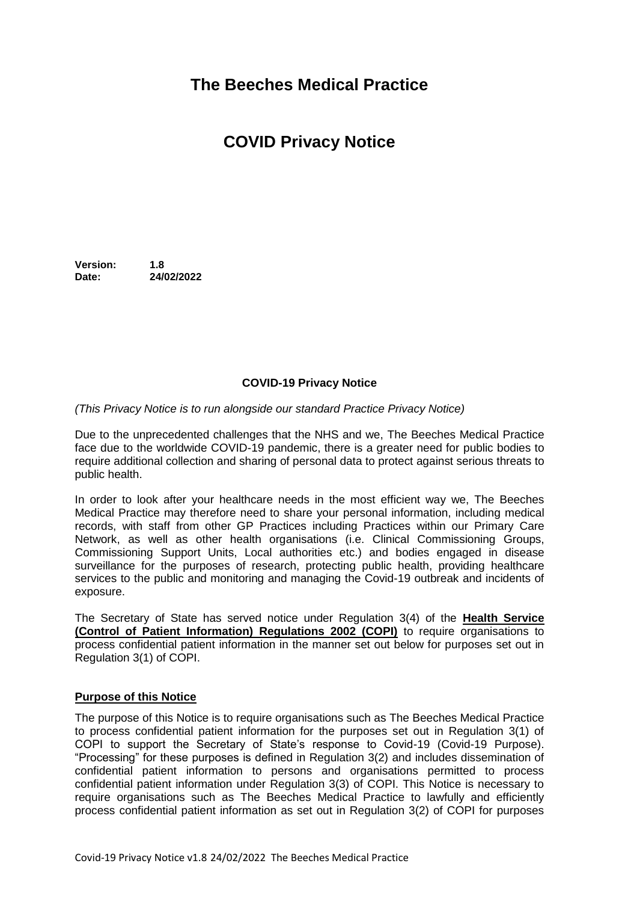# The Beeches Medical Practice

# COVID Privacy Notice

**Version:** **1.8**
**Date:** **24/02/2022**

### COVID-19 Privacy Notice

*(This Privacy Notice is to run alongside our standard Practice Privacy Notice)*

Due to the unprecedented challenges that the NHS and we, The Beeches Medical Practice face due to the worldwide COVID-19 pandemic, there is a greater need for public bodies to require additional collection and sharing of personal data to protect against serious threats to public health.

In order to look after your healthcare needs in the most efficient way we, The Beeches Medical Practice may therefore need to share your personal information, including medical records, with staff from other GP Practices including Practices within our Primary Care Network, as well as other health organisations (i.e. Clinical Commissioning Groups, Commissioning Support Units, Local authorities etc.) and bodies engaged in disease surveillance for the purposes of research, protecting public health, providing healthcare services to the public and monitoring and managing the Covid-19 outbreak and incidents of exposure.

The Secretary of State has served notice under Regulation 3(4) of the **Health Service (Control of Patient Information) Regulations 2002 (COPI)** to require organisations to process confidential patient information in the manner set out below for purposes set out in Regulation 3(1) of COPI.

#### Purpose of this Notice

The purpose of this Notice is to require organisations such as The Beeches Medical Practice to process confidential patient information for the purposes set out in Regulation 3(1) of COPI to support the Secretary of State's response to Covid-19 (Covid-19 Purpose). "Processing" for these purposes is defined in Regulation 3(2) and includes dissemination of confidential patient information to persons and organisations permitted to process confidential patient information under Regulation 3(3) of COPI. This Notice is necessary to require organisations such as The Beeches Medical Practice to lawfully and efficiently process confidential patient information as set out in Regulation 3(2) of COPI for purposes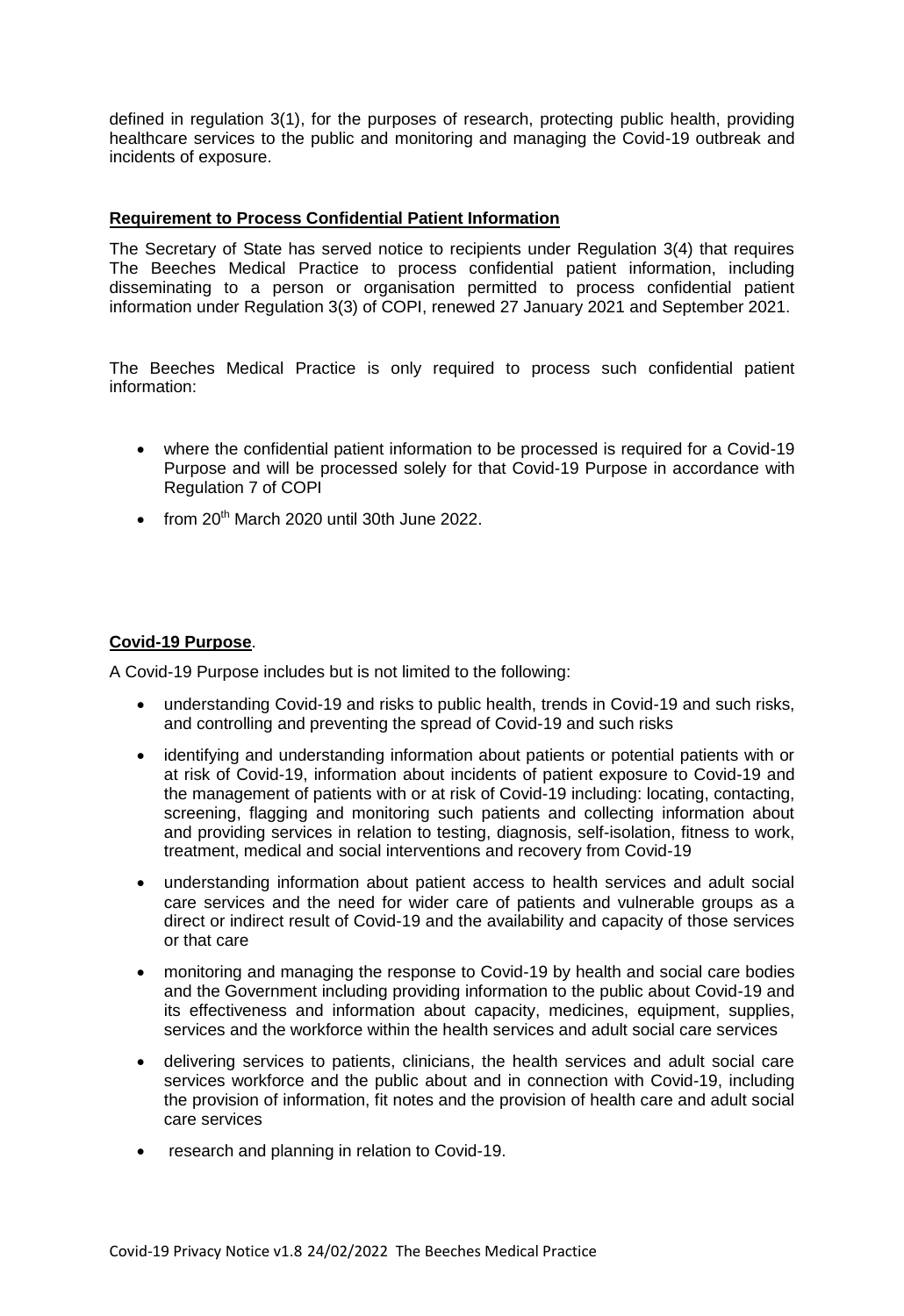defined in regulation 3(1), for the purposes of research, protecting public health, providing healthcare services to the public and monitoring and managing the Covid-19 outbreak and incidents of exposure.

## Requirement to Process Confidential Patient Information

The Secretary of State has served notice to recipients under Regulation 3(4) that requires The Beeches Medical Practice to process confidential patient information, including disseminating to a person or organisation permitted to process confidential patient information under Regulation 3(3) of COPI, renewed 27 January 2021 and September 2021.

The Beeches Medical Practice is only required to process such confidential patient information:

- where the confidential patient information to be processed is required for a Covid-19 Purpose and will be processed solely for that Covid-19 Purpose in accordance with Regulation 7 of COPI
- from 20th March 2020 until 30th June 2022.

## Covid-19 Purpose.

A Covid-19 Purpose includes but is not limited to the following:

- understanding Covid-19 and risks to public health, trends in Covid-19 and such risks, and controlling and preventing the spread of Covid-19 and such risks
- identifying and understanding information about patients or potential patients with or at risk of Covid-19, information about incidents of patient exposure to Covid-19 and the management of patients with or at risk of Covid-19 including: locating, contacting, screening, flagging and monitoring such patients and collecting information about and providing services in relation to testing, diagnosis, self-isolation, fitness to work, treatment, medical and social interventions and recovery from Covid-19
- understanding information about patient access to health services and adult social care services and the need for wider care of patients and vulnerable groups as a direct or indirect result of Covid-19 and the availability and capacity of those services or that care
- monitoring and managing the response to Covid-19 by health and social care bodies and the Government including providing information to the public about Covid-19 and its effectiveness and information about capacity, medicines, equipment, supplies, services and the workforce within the health services and adult social care services
- delivering services to patients, clinicians, the health services and adult social care services workforce and the public about and in connection with Covid-19, including the provision of information, fit notes and the provision of health care and adult social care services
- research and planning in relation to Covid-19.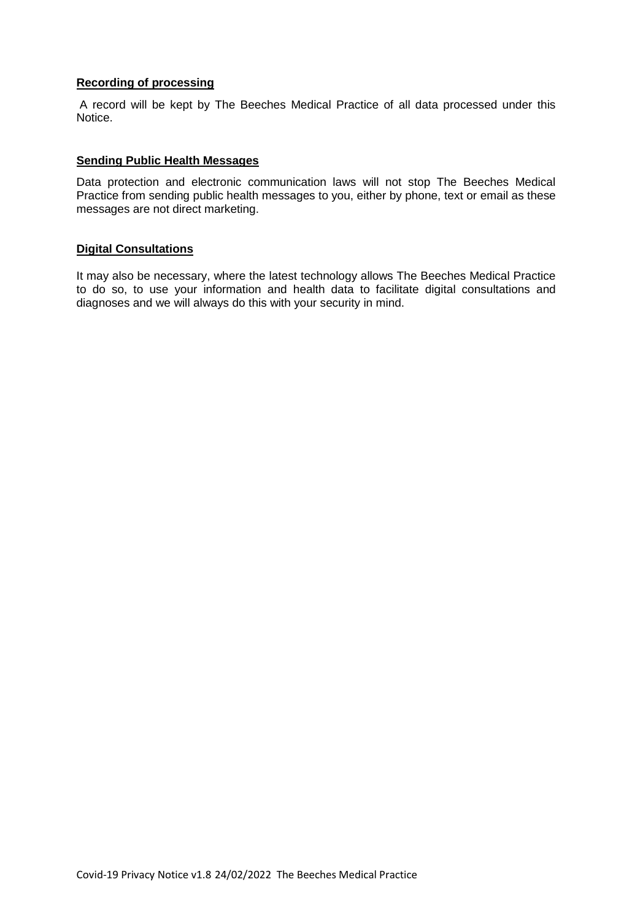**Recording of processing**

A record will be kept by The Beeches Medical Practice of all data processed under this Notice.

**Sending Public Health Messages**

Data protection and electronic communication laws will not stop The Beeches Medical Practice from sending public health messages to you, either by phone, text or email as these messages are not direct marketing.

**Digital Consultations**

It may also be necessary, where the latest technology allows The Beeches Medical Practice to do so, to use your information and health data to facilitate digital consultations and diagnoses and we will always do this with your security in mind.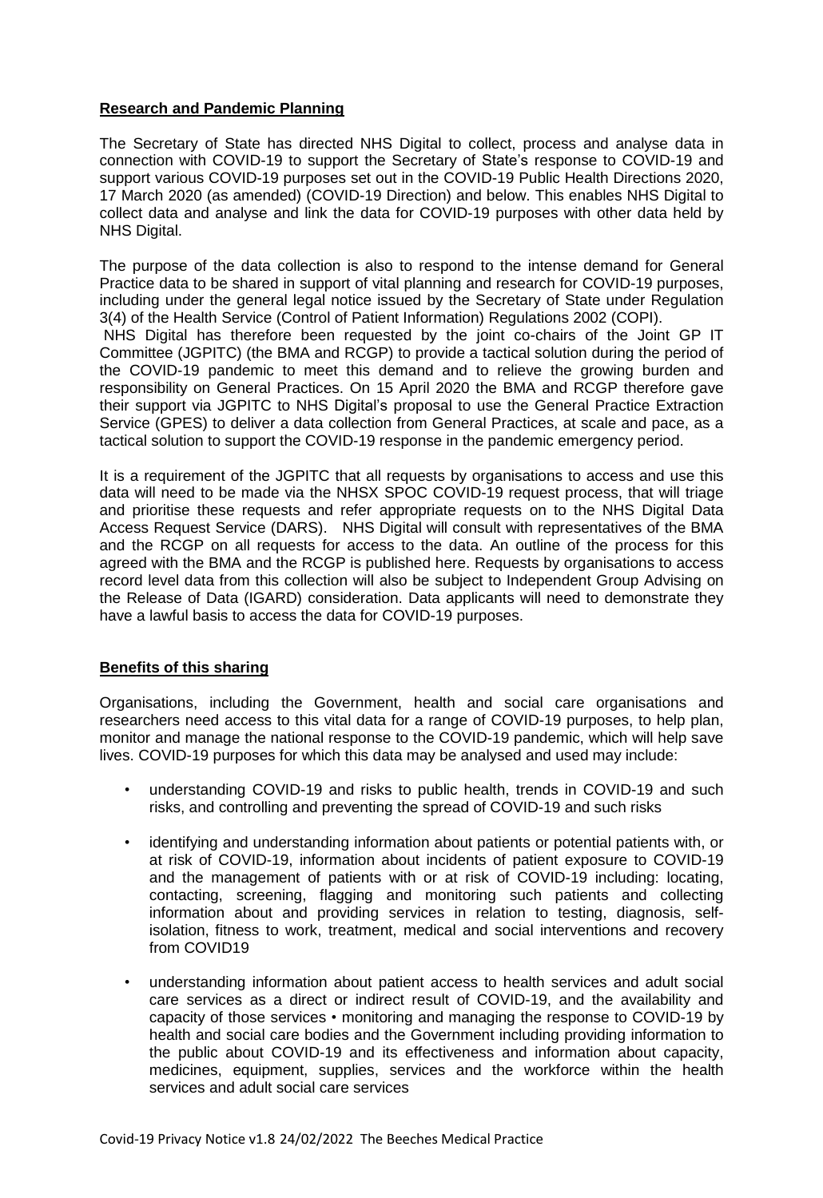## Research and Pandemic Planning

The Secretary of State has directed NHS Digital to collect, process and analyse data in connection with COVID-19 to support the Secretary of State's response to COVID-19 and support various COVID-19 purposes set out in the COVID-19 Public Health Directions 2020, 17 March 2020 (as amended) (COVID-19 Direction) and below. This enables NHS Digital to collect data and analyse and link the data for COVID-19 purposes with other data held by NHS Digital.

The purpose of the data collection is also to respond to the intense demand for General Practice data to be shared in support of vital planning and research for COVID-19 purposes, including under the general legal notice issued by the Secretary of State under Regulation 3(4) of the Health Service (Control of Patient Information) Regulations 2002 (COPI).

NHS Digital has therefore been requested by the joint co-chairs of the Joint GP IT Committee (JGPITC) (the BMA and RCGP) to provide a tactical solution during the period of the COVID-19 pandemic to meet this demand and to relieve the growing burden and responsibility on General Practices. On 15 April 2020 the BMA and RCGP therefore gave their support via JGPITC to NHS Digital's proposal to use the General Practice Extraction Service (GPES) to deliver a data collection from General Practices, at scale and pace, as a tactical solution to support the COVID-19 response in the pandemic emergency period.

It is a requirement of the JGPITC that all requests by organisations to access and use this data will need to be made via the NHSX SPOC COVID-19 request process, that will triage and prioritise these requests and refer appropriate requests on to the NHS Digital Data Access Request Service (DARS). NHS Digital will consult with representatives of the BMA and the RCGP on all requests for access to the data. An outline of the process for this agreed with the BMA and the RCGP is published here. Requests by organisations to access record level data from this collection will also be subject to Independent Group Advising on the Release of Data (IGARD) consideration. Data applicants will need to demonstrate they have a lawful basis to access the data for COVID-19 purposes.

## Benefits of this sharing

Organisations, including the Government, health and social care organisations and researchers need access to this vital data for a range of COVID-19 purposes, to help plan, monitor and manage the national response to the COVID-19 pandemic, which will help save lives. COVID-19 purposes for which this data may be analysed and used may include:

- understanding COVID-19 and risks to public health, trends in COVID-19 and such risks, and controlling and preventing the spread of COVID-19 and such risks
- identifying and understanding information about patients or potential patients with, or at risk of COVID-19, information about incidents of patient exposure to COVID-19 and the management of patients with or at risk of COVID-19 including: locating, contacting, screening, flagging and monitoring such patients and collecting information about and providing services in relation to testing, diagnosis, self-isolation, fitness to work, treatment, medical and social interventions and recovery from COVID19
- understanding information about patient access to health services and adult social care services as a direct or indirect result of COVID-19, and the availability and capacity of those services • monitoring and managing the response to COVID-19 by health and social care bodies and the Government including providing information to the public about COVID-19 and its effectiveness and information about capacity, medicines, equipment, supplies, services and the workforce within the health services and adult social care services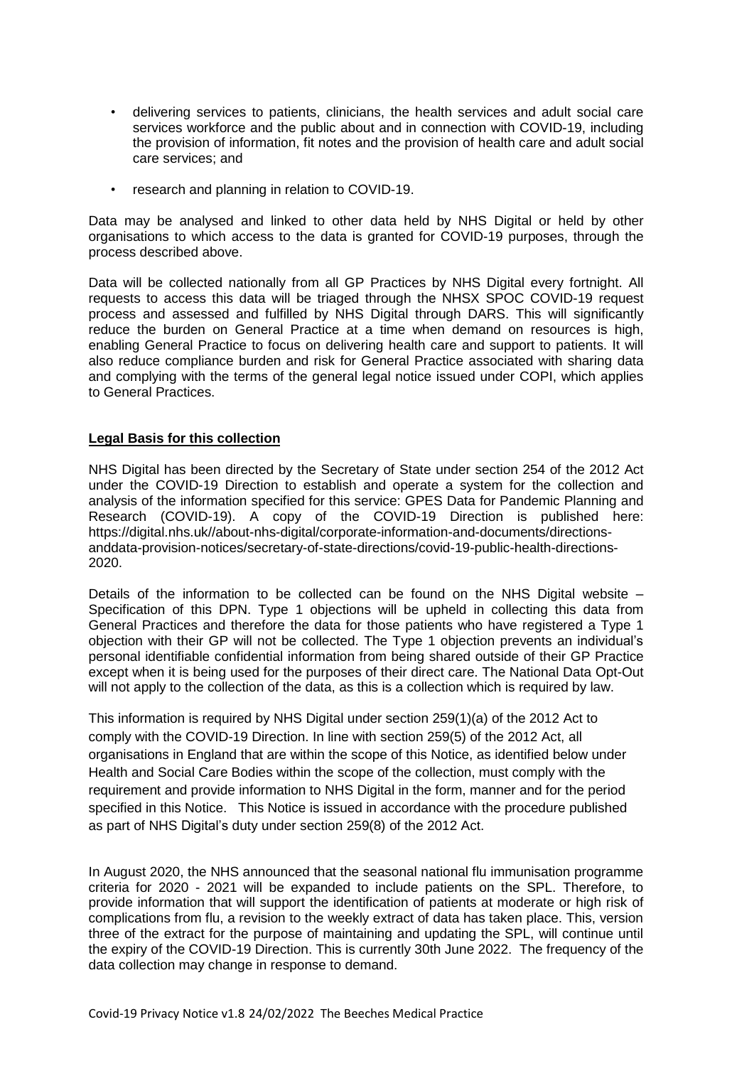- delivering services to patients, clinicians, the health services and adult social care services workforce and the public about and in connection with COVID-19, including the provision of information, fit notes and the provision of health care and adult social care services; and
- research and planning in relation to COVID-19.

Data may be analysed and linked to other data held by NHS Digital or held by other organisations to which access to the data is granted for COVID-19 purposes, through the process described above.

Data will be collected nationally from all GP Practices by NHS Digital every fortnight. All requests to access this data will be triaged through the NHSX SPOC COVID-19 request process and assessed and fulfilled by NHS Digital through DARS. This will significantly reduce the burden on General Practice at a time when demand on resources is high, enabling General Practice to focus on delivering health care and support to patients. It will also reduce compliance burden and risk for General Practice associated with sharing data and complying with the terms of the general legal notice issued under COPI, which applies to General Practices.

**Legal Basis for this collection**

NHS Digital has been directed by the Secretary of State under section 254 of the 2012 Act under the COVID-19 Direction to establish and operate a system for the collection and analysis of the information specified for this service: GPES Data for Pandemic Planning and Research (COVID-19). A copy of the COVID-19 Direction is published here: https://digital.nhs.uk//about-nhs-digital/corporate-information-and-documents/directions-anddata-provision-notices/secretary-of-state-directions/covid-19-public-health-directions-2020.

Details of the information to be collected can be found on the NHS Digital website – Specification of this DPN. Type 1 objections will be upheld in collecting this data from General Practices and therefore the data for those patients who have registered a Type 1 objection with their GP will not be collected. The Type 1 objection prevents an individual's personal identifiable confidential information from being shared outside of their GP Practice except when it is being used for the purposes of their direct care. The National Data Opt-Out will not apply to the collection of the data, as this is a collection which is required by law.

This information is required by NHS Digital under section 259(1)(a) of the 2012 Act to comply with the COVID-19 Direction. In line with section 259(5) of the 2012 Act, all organisations in England that are within the scope of this Notice, as identified below under Health and Social Care Bodies within the scope of the collection, must comply with the requirement and provide information to NHS Digital in the form, manner and for the period specified in this Notice. This Notice is issued in accordance with the procedure published as part of NHS Digital's duty under section 259(8) of the 2012 Act.

In August 2020, the NHS announced that the seasonal national flu immunisation programme criteria for 2020 - 2021 will be expanded to include patients on the SPL. Therefore, to provide information that will support the identification of patients at moderate or high risk of complications from flu, a revision to the weekly extract of data has taken place. This, version three of the extract for the purpose of maintaining and updating the SPL, will continue until the expiry of the COVID-19 Direction. This is currently 30th June 2022. The frequency of the data collection may change in response to demand.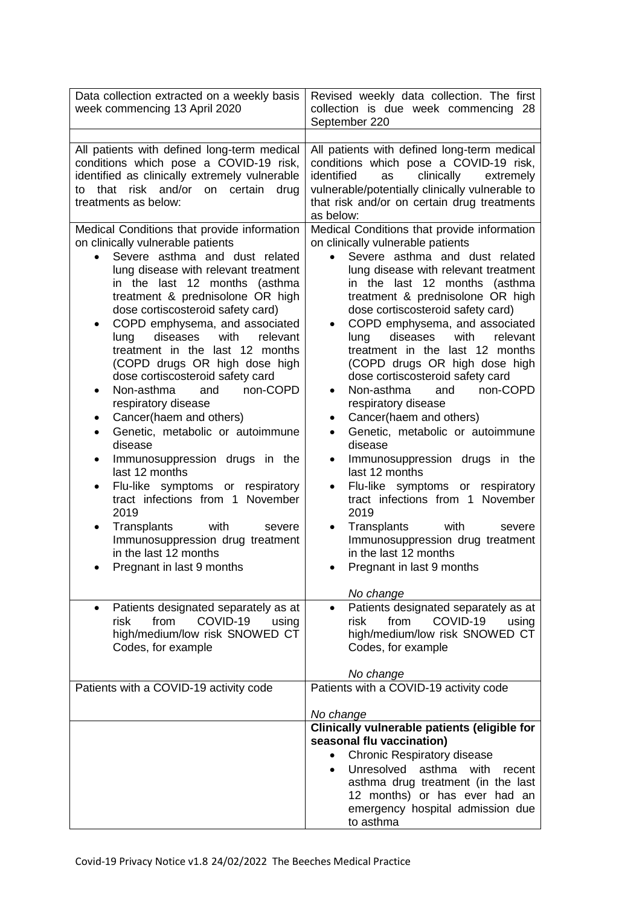| Data collection extracted on a weekly basis week commencing 13 April 2020 | Revised weekly data collection. The first collection is due week commencing 28 September 220 |
| --- | --- |
| | |
| All patients with defined long-term medical conditions which pose a COVID-19 risk, identified as clinically extremely vulnerable to that risk and/or on certain drug treatments as below: | All patients with defined long-term medical conditions which pose a COVID-19 risk, identified as clinically extremely vulnerable/potentially clinically vulnerable to that risk and/or on certain drug treatments as below: |
| Medical Conditions that provide information on clinically vulnerable patients<br>• Severe asthma and dust related lung disease with relevant treatment in the last 12 months (asthma treatment & prednisolone OR high dose cortiscosteroid safety card)<br>• COPD emphysema, and associated lung diseases with relevant treatment in the last 12 months (COPD drugs OR high dose high dose cortiscosteroid safety card<br>• Non-asthma and non-COPD respiratory disease<br>• Cancer(haem and others)<br>• Genetic, metabolic or autoimmune disease<br>• Immunosuppression drugs in the last 12 months<br>• Flu-like symptoms or respiratory tract infections from 1 November 2019<br>• Transplants with severe Immunosuppression drug treatment in the last 12 months<br>• Pregnant in last 9 months | Medical Conditions that provide information on clinically vulnerable patients<br>• Severe asthma and dust related lung disease with relevant treatment in the last 12 months (asthma treatment & prednisolone OR high dose cortiscosteroid safety card)<br>• COPD emphysema, and associated lung diseases with relevant treatment in the last 12 months (COPD drugs OR high dose high dose cortiscosteroid safety card<br>• Non-asthma and non-COPD respiratory disease<br>• Cancer(haem and others)<br>• Genetic, metabolic or autoimmune disease<br>• Immunosuppression drugs in the last 12 months<br>• Flu-like symptoms or respiratory tract infections from 1 November 2019<br>• Transplants with severe Immunosuppression drug treatment in the last 12 months<br>• Pregnant in last 9 months<br><br>*No change* |
| • Patients designated separately as at risk from COVID-19 using high/medium/low risk SNOWED CT Codes, for example | • Patients designated separately as at risk from COVID-19 using high/medium/low risk SNOWED CT Codes, for example<br><br>*No change* |
| Patients with a COVID-19 activity code | Patients with a COVID-19 activity code<br><br>*No change* |
| | **Clinically vulnerable patients (eligible for seasonal flu vaccination)**<br>• Chronic Respiratory disease<br>• Unresolved asthma with recent asthma drug treatment (in the last 12 months) or has ever had an emergency hospital admission due to asthma |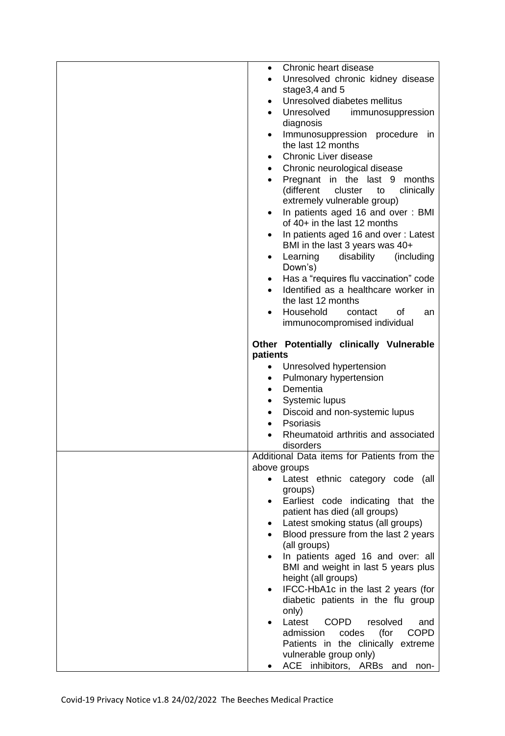| | |
|---|---|
| | • Chronic heart disease<br>• Unresolved chronic kidney disease stage3,4 and 5<br>• Unresolved diabetes mellitus<br>• Unresolved immunosuppression diagnosis<br>• Immunosuppression procedure in the last 12 months<br>• Chronic Liver disease<br>• Chronic neurological disease<br>• Pregnant in the last 9 months (different cluster to clinically extremely vulnerable group)<br>• In patients aged 16 and over : BMI of 40+ in the last 12 months<br>• In patients aged 16 and over : Latest BMI in the last 3 years was 40+<br>• Learning disability (including Down's)<br>• Has a "requires flu vaccination" code<br>• Identified as a healthcare worker in the last 12 months<br>• Household contact of an immunocompromised individual<br><br>**Other Potentially clinically Vulnerable patients**<br>• Unresolved hypertension<br>• Pulmonary hypertension<br>• Dementia<br>• Systemic lupus<br>• Discoid and non-systemic lupus<br>• Psoriasis<br>• Rheumatoid arthritis and associated disorders |
| | Additional Data items for Patients from the above groups<br>• Latest ethnic category code (all groups)<br>• Earliest code indicating that the patient has died (all groups)<br>• Latest smoking status (all groups)<br>• Blood pressure from the last 2 years (all groups)<br>• In patients aged 16 and over: all BMI and weight in last 5 years plus height (all groups)<br>• IFCC-HbA1c in the last 2 years (for diabetic patients in the flu group only)<br>• Latest COPD resolved and admission codes (for COPD Patients in the clinically extreme vulnerable group only)<br>• ACE inhibitors, ARBs and non- |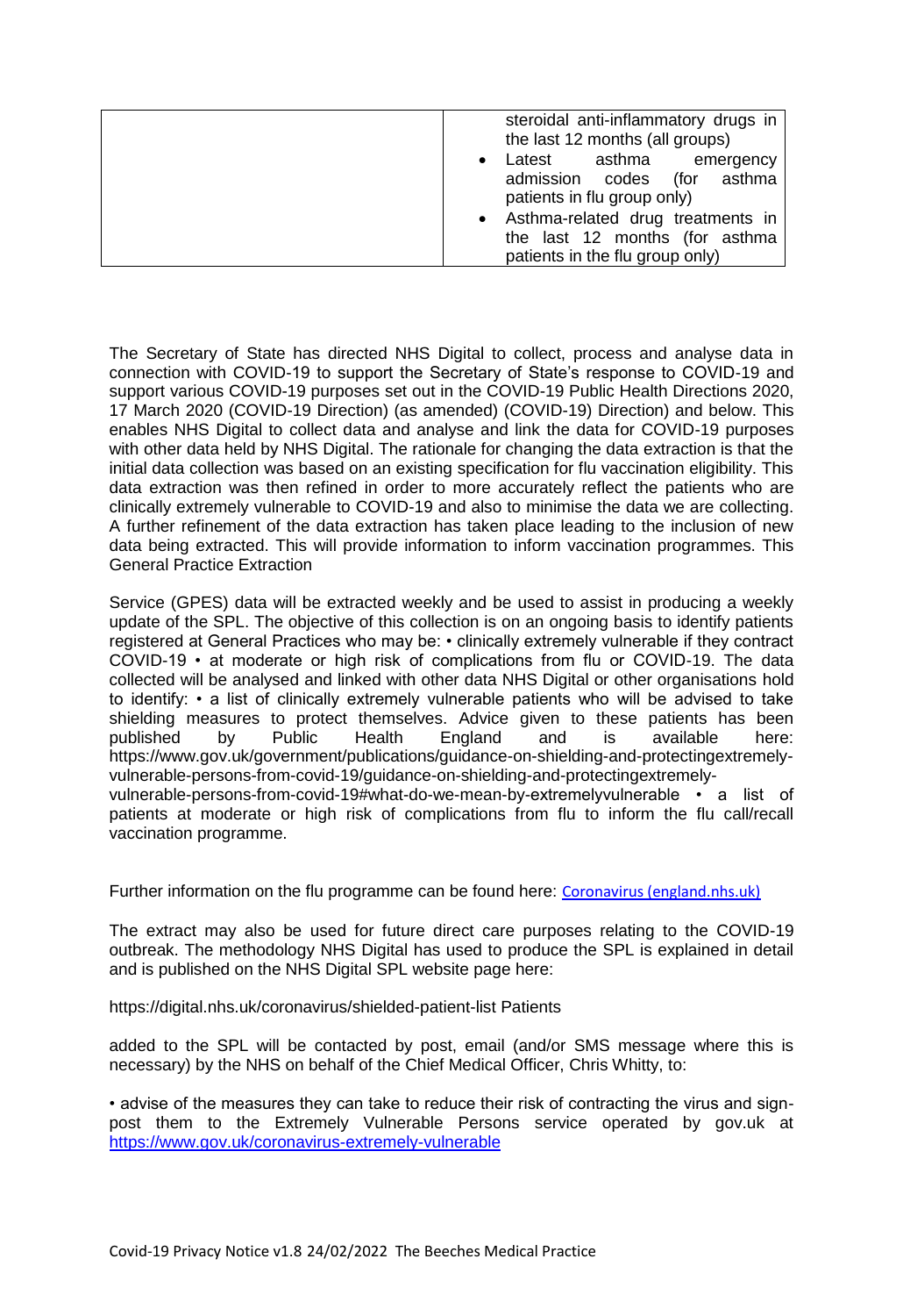|  | steroidal anti-inflammatory drugs in the last 12 months (all groups)<br>• Latest asthma emergency admission codes (for asthma patients in flu group only)<br>• Asthma-related drug treatments in the last 12 months (for asthma patients in the flu group only) |
|---|---|

The Secretary of State has directed NHS Digital to collect, process and analyse data in connection with COVID-19 to support the Secretary of State's response to COVID-19 and support various COVID-19 purposes set out in the COVID-19 Public Health Directions 2020, 17 March 2020 (COVID-19 Direction) (as amended) (COVID-19) Direction) and below. This enables NHS Digital to collect data and analyse and link the data for COVID-19 purposes with other data held by NHS Digital. The rationale for changing the data extraction is that the initial data collection was based on an existing specification for flu vaccination eligibility. This data extraction was then refined in order to more accurately reflect the patients who are clinically extremely vulnerable to COVID-19 and also to minimise the data we are collecting. A further refinement of the data extraction has taken place leading to the inclusion of new data being extracted. This will provide information to inform vaccination programmes. This General Practice Extraction

Service (GPES) data will be extracted weekly and be used to assist in producing a weekly update of the SPL. The objective of this collection is on an ongoing basis to identify patients registered at General Practices who may be: • clinically extremely vulnerable if they contract COVID-19 • at moderate or high risk of complications from flu or COVID-19. The data collected will be analysed and linked with other data NHS Digital or other organisations hold to identify: • a list of clinically extremely vulnerable patients who will be advised to take shielding measures to protect themselves. Advice given to these patients has been published by Public Health England and is available here: https://www.gov.uk/government/publications/guidance-on-shielding-and-protectingextremely-vulnerable-persons-from-covid-19/guidance-on-shielding-and-protectingextremely-vulnerable-persons-from-covid-19#what-do-we-mean-by-extremelyvulnerable • a list of patients at moderate or high risk of complications from flu to inform the flu call/recall vaccination programme.

Further information on the flu programme can be found here: [Coronavirus (england.nhs.uk)](https://www.england.nhs.uk/coronavirus)

The extract may also be used for future direct care purposes relating to the COVID-19 outbreak. The methodology NHS Digital has used to produce the SPL is explained in detail and is published on the NHS Digital SPL website page here:

https://digital.nhs.uk/coronavirus/shielded-patient-list Patients

added to the SPL will be contacted by post, email (and/or SMS message where this is necessary) by the NHS on behalf of the Chief Medical Officer, Chris Whitty, to:

• advise of the measures they can take to reduce their risk of contracting the virus and sign-post them to the Extremely Vulnerable Persons service operated by gov.uk at https://www.gov.uk/coronavirus-extremely-vulnerable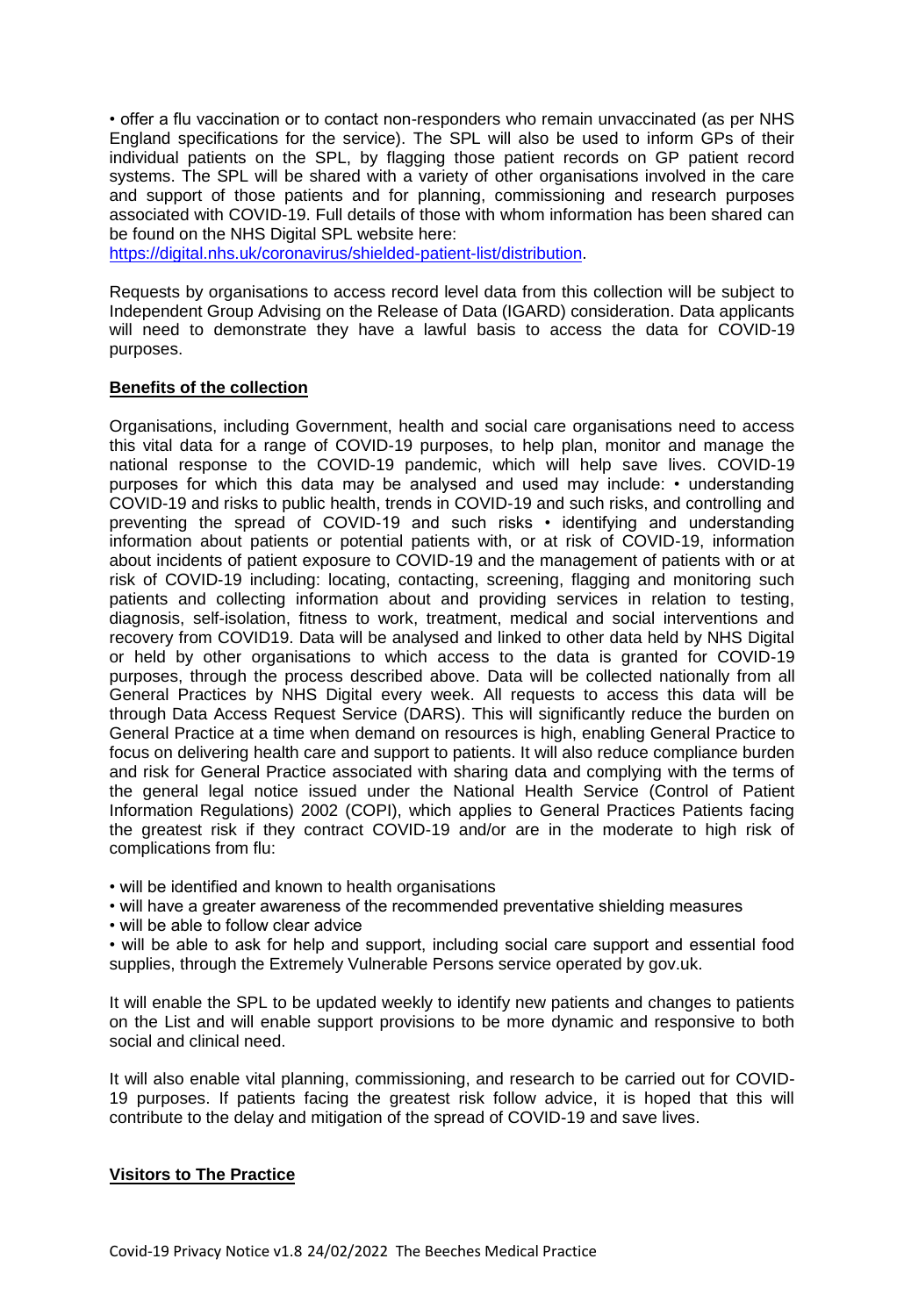• offer a flu vaccination or to contact non-responders who remain unvaccinated (as per NHS England specifications for the service). The SPL will also be used to inform GPs of their individual patients on the SPL, by flagging those patient records on GP patient record systems. The SPL will be shared with a variety of other organisations involved in the care and support of those patients and for planning, commissioning and research purposes associated with COVID-19. Full details of those with whom information has been shared can be found on the NHS Digital SPL website here: [https://digital.nhs.uk/coronavirus/shielded-patient-list/distribution](https://digital.nhs.uk/coronavirus/shielded-patient-list/distribution).

Requests by organisations to access record level data from this collection will be subject to Independent Group Advising on the Release of Data (IGARD) consideration. Data applicants will need to demonstrate they have a lawful basis to access the data for COVID-19 purposes.

**Benefits of the collection**

Organisations, including Government, health and social care organisations need to access this vital data for a range of COVID-19 purposes, to help plan, monitor and manage the national response to the COVID-19 pandemic, which will help save lives. COVID-19 purposes for which this data may be analysed and used may include: • understanding COVID-19 and risks to public health, trends in COVID-19 and such risks, and controlling and preventing the spread of COVID-19 and such risks • identifying and understanding information about patients or potential patients with, or at risk of COVID-19, information about incidents of patient exposure to COVID-19 and the management of patients with or at risk of COVID-19 including: locating, contacting, screening, flagging and monitoring such patients and collecting information about and providing services in relation to testing, diagnosis, self-isolation, fitness to work, treatment, medical and social interventions and recovery from COVID19. Data will be analysed and linked to other data held by NHS Digital or held by other organisations to which access to the data is granted for COVID-19 purposes, through the process described above. Data will be collected nationally from all General Practices by NHS Digital every week. All requests to access this data will be through Data Access Request Service (DARS). This will significantly reduce the burden on General Practice at a time when demand on resources is high, enabling General Practice to focus on delivering health care and support to patients. It will also reduce compliance burden and risk for General Practice associated with sharing data and complying with the terms of the general legal notice issued under the National Health Service (Control of Patient Information Regulations) 2002 (COPI), which applies to General Practices Patients facing the greatest risk if they contract COVID-19 and/or are in the moderate to high risk of complications from flu:

- will be identified and known to health organisations
- will have a greater awareness of the recommended preventative shielding measures
- will be able to follow clear advice
- will be able to ask for help and support, including social care support and essential food supplies, through the Extremely Vulnerable Persons service operated by gov.uk.

It will enable the SPL to be updated weekly to identify new patients and changes to patients on the List and will enable support provisions to be more dynamic and responsive to both social and clinical need.

It will also enable vital planning, commissioning, and research to be carried out for COVID-19 purposes. If patients facing the greatest risk follow advice, it is hoped that this will contribute to the delay and mitigation of the spread of COVID-19 and save lives.

**Visitors to The Practice**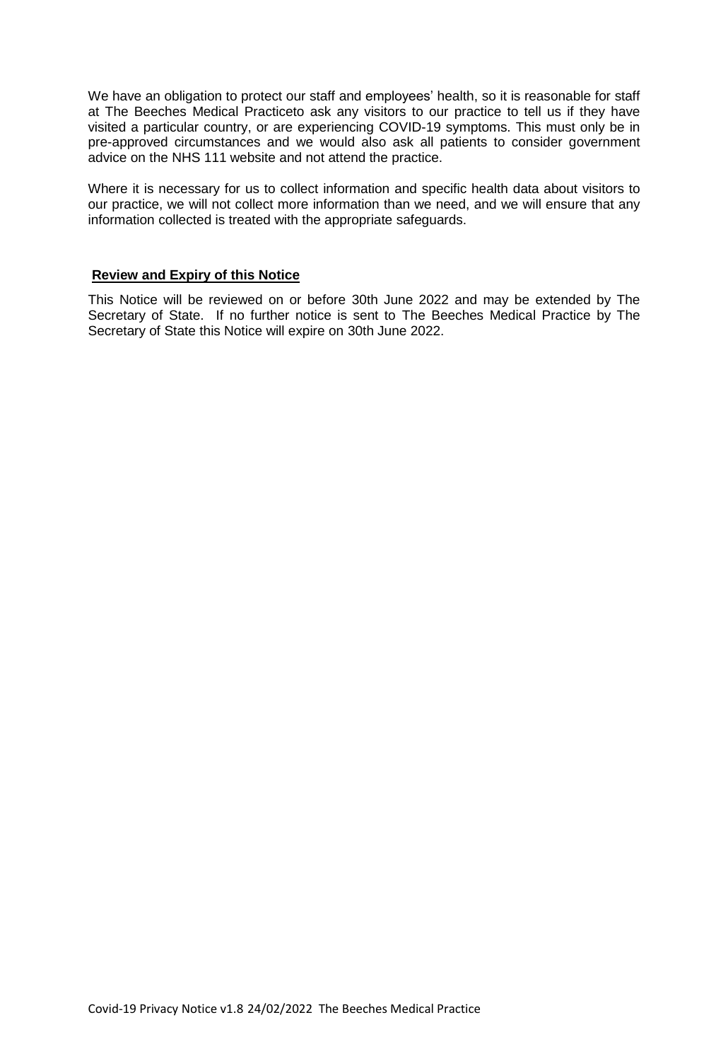We have an obligation to protect our staff and employees' health, so it is reasonable for staff at The Beeches Medical Practiceto ask any visitors to our practice to tell us if they have visited a particular country, or are experiencing COVID-19 symptoms. This must only be in pre-approved circumstances and we would also ask all patients to consider government advice on the NHS 111 website and not attend the practice.

Where it is necessary for us to collect information and specific health data about visitors to our practice, we will not collect more information than we need, and we will ensure that any information collected is treated with the appropriate safeguards.

## Review and Expiry of this Notice

This Notice will be reviewed on or before 30th June 2022 and may be extended by The Secretary of State. If no further notice is sent to The Beeches Medical Practice by The Secretary of State this Notice will expire on 30th June 2022.